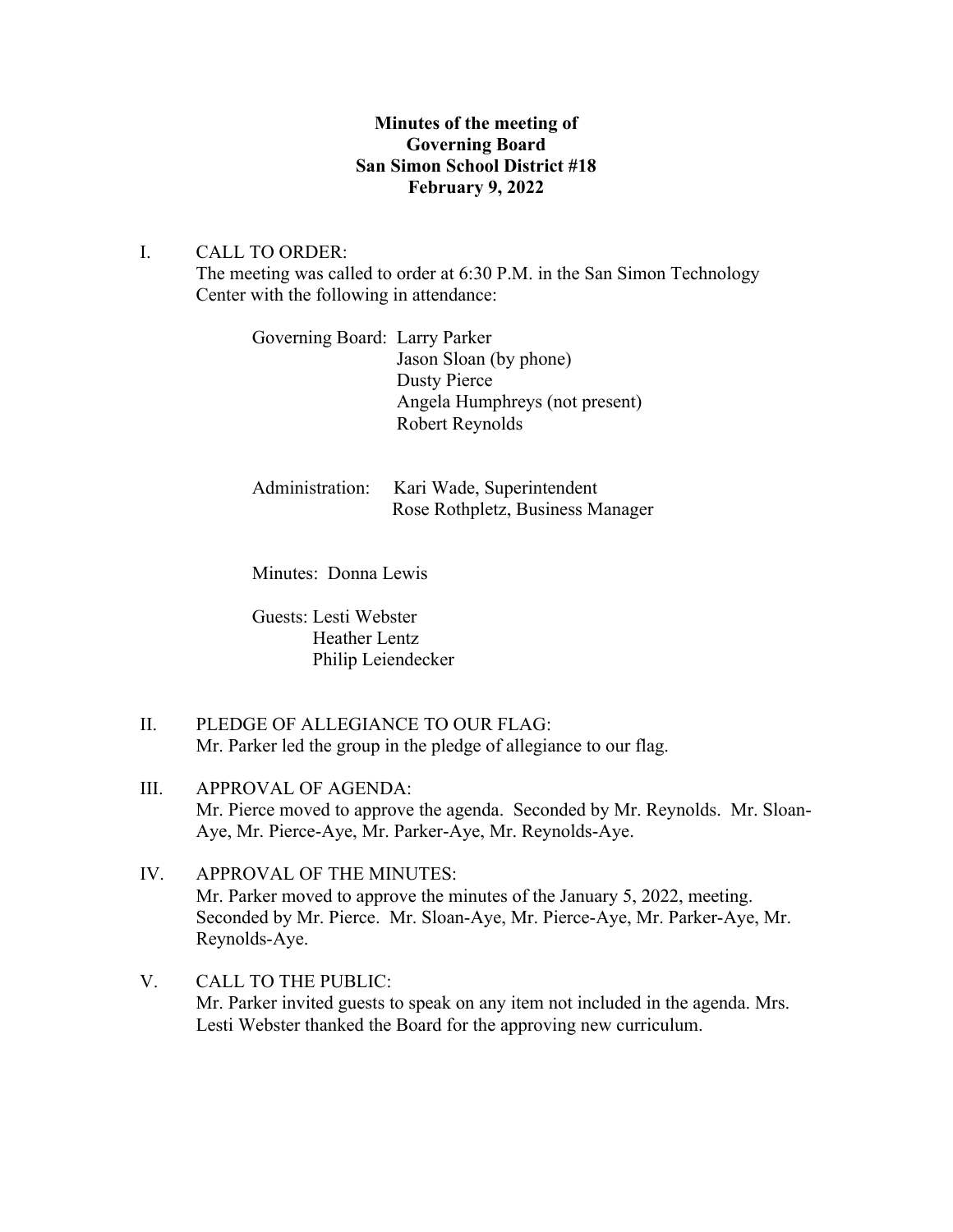**Minutes of the meeting of**
**Governing Board**
**San Simon School District #18**
**February 9, 2022**

I. CALL TO ORDER:
The meeting was called to order at 6:30 P.M. in the San Simon Technology Center with the following in attendance:

Governing Board: Larry Parker
Jason Sloan (by phone)
Dusty Pierce
Angela Humphreys (not present)
Robert Reynolds

Administration: Kari Wade, Superintendent
Rose Rothpletz, Business Manager

Minutes: Donna Lewis

Guests: Lesti Webster
Heather Lentz
Philip Leiendecker

II. PLEDGE OF ALLEGIANCE TO OUR FLAG:
Mr. Parker led the group in the pledge of allegiance to our flag.

III. APPROVAL OF AGENDA:
Mr. Pierce moved to approve the agenda. Seconded by Mr. Reynolds. Mr. Sloan-Aye, Mr. Pierce-Aye, Mr. Parker-Aye, Mr. Reynolds-Aye.

IV. APPROVAL OF THE MINUTES:
Mr. Parker moved to approve the minutes of the January 5, 2022, meeting. Seconded by Mr. Pierce. Mr. Sloan-Aye, Mr. Pierce-Aye, Mr. Parker-Aye, Mr. Reynolds-Aye.

V. CALL TO THE PUBLIC:
Mr. Parker invited guests to speak on any item not included in the agenda. Mrs. Lesti Webster thanked the Board for the approving new curriculum.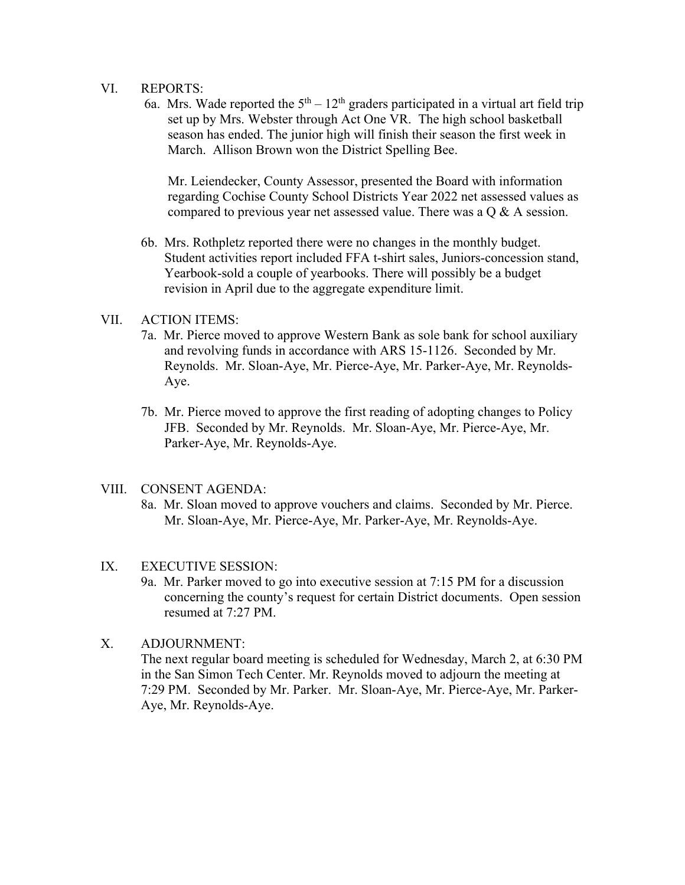VI. REPORTS:

6a. Mrs. Wade reported the $5^{th} – 12^{th}$ graders participated in a virtual art field trip set up by Mrs. Webster through Act One VR. The high school basketball season has ended. The junior high will finish their season the first week in March. Allison Brown won the District Spelling Bee.

Mr. Leiendecker, County Assessor, presented the Board with information regarding Cochise County School Districts Year 2022 net assessed values as compared to previous year net assessed value. There was a Q & A session.

6b. Mrs. Rothpletz reported there were no changes in the monthly budget. Student activities report included FFA t-shirt sales, Juniors-concession stand, Yearbook-sold a couple of yearbooks. There will possibly be a budget revision in April due to the aggregate expenditure limit.

VII. ACTION ITEMS:

7a. Mr. Pierce moved to approve Western Bank as sole bank for school auxiliary and revolving funds in accordance with ARS 15-1126. Seconded by Mr. Reynolds. Mr. Sloan-Aye, Mr. Pierce-Aye, Mr. Parker-Aye, Mr. Reynolds-Aye.

7b. Mr. Pierce moved to approve the first reading of adopting changes to Policy JFB. Seconded by Mr. Reynolds. Mr. Sloan-Aye, Mr. Pierce-Aye, Mr. Parker-Aye, Mr. Reynolds-Aye.

VIII. CONSENT AGENDA:

8a. Mr. Sloan moved to approve vouchers and claims. Seconded by Mr. Pierce. Mr. Sloan-Aye, Mr. Pierce-Aye, Mr. Parker-Aye, Mr. Reynolds-Aye.

IX. EXECUTIVE SESSION:

9a. Mr. Parker moved to go into executive session at 7:15 PM for a discussion concerning the county's request for certain District documents. Open session resumed at 7:27 PM.

X. ADJOURNMENT:

The next regular board meeting is scheduled for Wednesday, March 2, at 6:30 PM in the San Simon Tech Center. Mr. Reynolds moved to adjourn the meeting at 7:29 PM. Seconded by Mr. Parker. Mr. Sloan-Aye, Mr. Pierce-Aye, Mr. Parker-Aye, Mr. Reynolds-Aye.